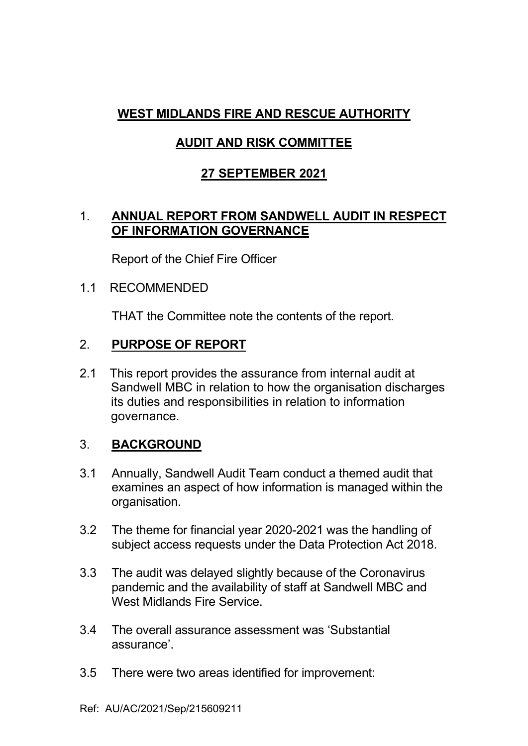**WEST MIDLANDS FIRE AND RESCUE AUTHORITY**

**AUDIT AND RISK COMMITTEE**

**27 SEPTEMBER 2021**

## 1. ANNUAL REPORT FROM SANDWELL AUDIT IN RESPECT OF INFORMATION GOVERNANCE

Report of the Chief Fire Officer

1.1 RECOMMENDED

THAT the Committee note the contents of the report.

## 2. PURPOSE OF REPORT

2.1 This report provides the assurance from internal audit at Sandwell MBC in relation to how the organisation discharges its duties and responsibilities in relation to information governance.

## 3. BACKGROUND

3.1 Annually, Sandwell Audit Team conduct a themed audit that examines an aspect of how information is managed within the organisation.

3.2 The theme for financial year 2020-2021 was the handling of subject access requests under the Data Protection Act 2018.

3.3 The audit was delayed slightly because of the Coronavirus pandemic and the availability of staff at Sandwell MBC and West Midlands Fire Service.

3.4 The overall assurance assessment was 'Substantial assurance'.

3.5 There were two areas identified for improvement:

Ref: AU/AC/2021/Sep/215609211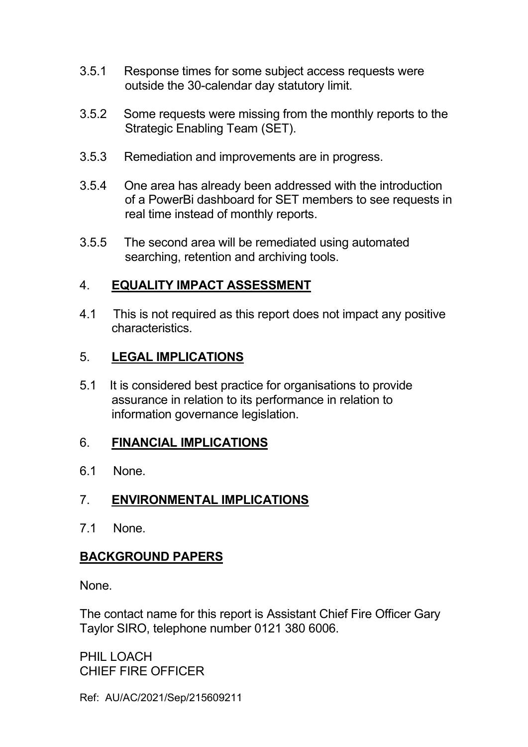3.5.1 Response times for some subject access requests were outside the 30-calendar day statutory limit.

3.5.2 Some requests were missing from the monthly reports to the Strategic Enabling Team (SET).

3.5.3 Remediation and improvements are in progress.

3.5.4 One area has already been addressed with the introduction of a PowerBi dashboard for SET members to see requests in real time instead of monthly reports.

3.5.5 The second area will be remediated using automated searching, retention and archiving tools.

## 4. **EQUALITY IMPACT ASSESSMENT**

4.1 This is not required as this report does not impact any positive characteristics.

## 5. **LEGAL IMPLICATIONS**

5.1 It is considered best practice for organisations to provide assurance in relation to its performance in relation to information governance legislation.

## 6. **FINANCIAL IMPLICATIONS**

6.1 None.

## 7. **ENVIRONMENTAL IMPLICATIONS**

7.1 None.

## **BACKGROUND PAPERS**

None.

The contact name for this report is Assistant Chief Fire Officer Gary Taylor SIRO, telephone number 0121 380 6006.

PHIL LOACH
CHIEF FIRE OFFICER

Ref: AU/AC/2021/Sep/215609211